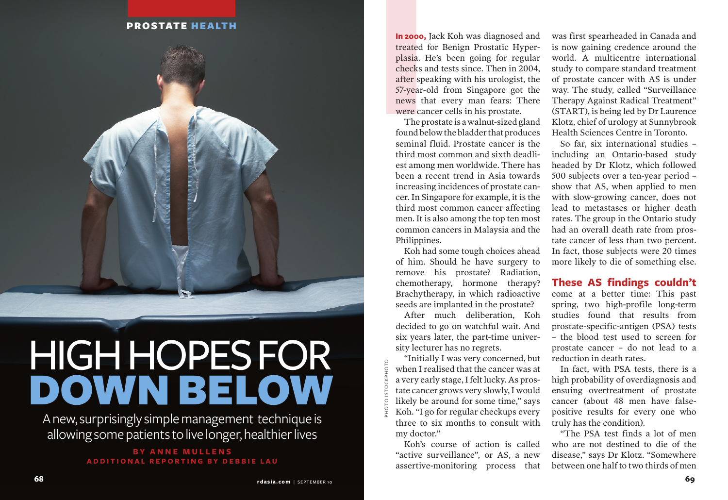PROSTATE HEALTH

# HIGH HOPES FOR DOWN BELOW

A new, surprisingly simple management technique is allowing some patients to live longer, healthier lives

BY ANNE MULLENS
ADDITIONAL REPORTING BY DEBBIE LAU

PHOTO ISTOCKPHOTO

**In 2000,** Jack Koh was diagnosed and treated for Benign Prostatic Hyperplasia. He's been going for regular checks and tests since. Then in 2004, after speaking with his urologist, the 57-year-old from Singapore got the news that every man fears: There were cancer cells in his prostate.

The prostate is a walnut-sized gland found below the bladder that produces seminal fluid. Prostate cancer is the third most common and sixth deadliest among men worldwide. There has been a recent trend in Asia towards increasing incidences of prostate cancer. In Singapore for example, it is the third most common cancer affecting men. It is also among the top ten most common cancers in Malaysia and the Philippines.

Koh had some tough choices ahead of him. Should he have surgery to remove his prostate? Radiation, chemotherapy, hormone therapy? Brachytherapy, in which radioactive seeds are implanted in the prostate?

After much deliberation, Koh decided to go on watchful wait. And six years later, the part-time university lecturer has no regrets.

"Initially I was very concerned, but when I realised that the cancer was at a very early stage, I felt lucky. As prostate cancer grows very slowly, I would likely be around for some time," says Koh. "I go for regular checkups every three to six months to consult with my doctor."

Koh's course of action is called "active surveillance", or AS, a new assertive-monitoring process that was first spearheaded in Canada and is now gaining credence around the world. A multicentre international study to compare standard treatment of prostate cancer with AS is under way. The study, called "Surveillance Therapy Against Radical Treatment" (START), is being led by Dr Laurence Klotz, chief of urology at Sunnybrook Health Sciences Centre in Toronto.

So far, six international studies – including an Ontario-based study headed by Dr Klotz, which followed 500 subjects over a ten-year period – show that AS, when applied to men with slow-growing cancer, does not lead to metastases or higher death rates. The group in the Ontario study had an overall death rate from prostate cancer of less than two percent. In fact, those subjects were 20 times more likely to die of something else.

**These AS findings couldn't** come at a better time: This past spring, two high-profile long-term studies found that results from prostate-specific-antigen (PSA) tests – the blood test used to screen for prostate cancer – do not lead to a reduction in death rates.

In fact, with PSA tests, there is a high probability of overdiagnosis and ensuing overtreatment of prostate cancer (about 48 men have false-positive results for every one who truly has the condition).

"The PSA test finds a lot of men who are not destined to die of the disease," says Dr Klotz. "Somewhere between one half to two thirds of men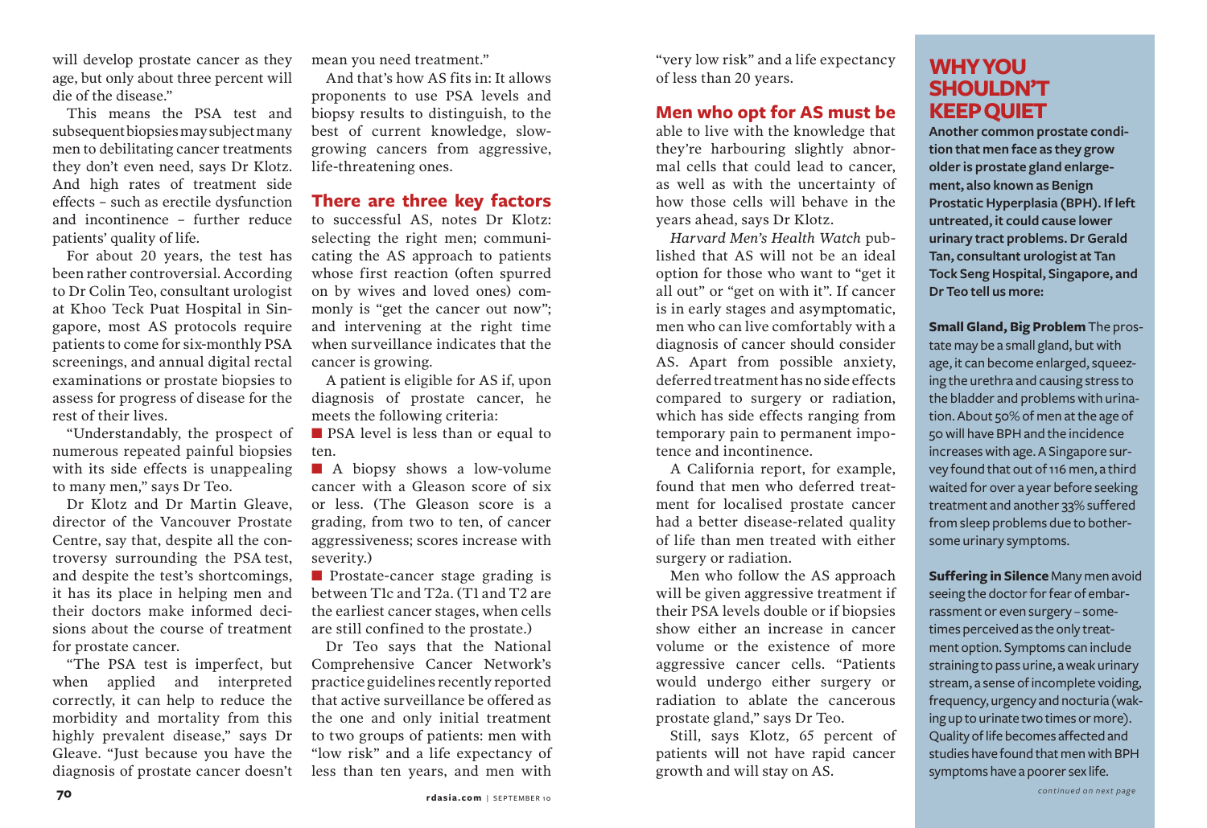will develop prostate cancer as they age, but only about three percent will die of the disease."

This means the PSA test and subsequent biopsies may subject many men to debilitating cancer treatments they don't even need, says Dr Klotz. And high rates of treatment side effects – such as erectile dysfunction and incontinence – further reduce patients' quality of life.

For about 20 years, the test has been rather controversial. According to Dr Colin Teo, consultant urologist at Khoo Teck Puat Hospital in Singapore, most AS protocols require patients to come for six-monthly PSA screenings, and annual digital rectal examinations or prostate biopsies to assess for progress of disease for the rest of their lives.

"Understandably, the prospect of numerous repeated painful biopsies with its side effects is unappealing to many men," says Dr Teo.

Dr Klotz and Dr Martin Gleave, director of the Vancouver Prostate Centre, say that, despite all the controversy surrounding the PSA test, and despite the test's shortcomings, it has its place in helping men and their doctors make informed decisions about the course of treatment for prostate cancer.

"The PSA test is imperfect, but when applied and interpreted correctly, it can help to reduce the morbidity and mortality from this highly prevalent disease," says Dr Gleave. "Just because you have the diagnosis of prostate cancer doesn't mean you need treatment."

And that's how AS fits in: It allows proponents to use PSA levels and biopsy results to distinguish, to the best of current knowledge, slow-growing cancers from aggressive, life-threatening ones.

**There are three key factors** to successful AS, notes Dr Klotz: selecting the right men; communicating the AS approach to patients whose first reaction (often spurred on by wives and loved ones) commonly is "get the cancer out now"; and intervening at the right time when surveillance indicates that the cancer is growing.

A patient is eligible for AS if, upon diagnosis of prostate cancer, he meets the following criteria:

- PSA level is less than or equal to ten.
- A biopsy shows a low-volume cancer with a Gleason score of six or less. (The Gleason score is a grading, from two to ten, of cancer aggressiveness; scores increase with severity.)
- Prostate-cancer stage grading is between T1c and T2a. (T1 and T2 are the earliest cancer stages, when cells are still confined to the prostate.)

Dr Teo says that the National Comprehensive Cancer Network's practice guidelines recently reported that active surveillance be offered as the one and only initial treatment to two groups of patients: men with "low risk" and a life expectancy of less than ten years, and men with "very low risk" and a life expectancy of less than 20 years.

**Men who opt for AS must be** able to live with the knowledge that they're harbouring slightly abnormal cells that could lead to cancer, as well as with the uncertainty of how those cells will behave in the years ahead, says Dr Klotz.

*Harvard Men's Health Watch* published that AS will not be an ideal option for those who want to "get it all out" or "get on with it". If cancer is in early stages and asymptomatic, men who can live comfortably with a diagnosis of cancer should consider AS. Apart from possible anxiety, deferred treatment has no side effects compared to surgery or radiation, which has side effects ranging from temporary pain to permanent impotence and incontinence.

A California report, for example, found that men who deferred treatment for localised prostate cancer had a better disease-related quality of life than men treated with either surgery or radiation.

Men who follow the AS approach will be given aggressive treatment if their PSA levels double or if biopsies show either an increase in cancer volume or the existence of more aggressive cancer cells. "Patients would undergo either surgery or radiation to ablate the cancerous prostate gland," says Dr Teo.

Still, says Klotz, 65 percent of patients will not have rapid cancer growth and will stay on AS.

## WHY YOU SHOULDN'T KEEP QUIET

**Another common prostate condition that men face as they grow older is prostate gland enlargement, also known as Benign Prostatic Hyperplasia (BPH). If left untreated, it could cause lower urinary tract problems. Dr Gerald Tan, consultant urologist at Tan Tock Seng Hospital, Singapore, and Dr Teo tell us more:**

**Small Gland, Big Problem** The prostate may be a small gland, but with age, it can become enlarged, squeezing the urethra and causing stress to the bladder and problems with urination. About 50% of men at the age of 50 will have BPH and the incidence increases with age. A Singapore survey found that out of 116 men, a third waited for over a year before seeking treatment and another 33% suffered from sleep problems due to bothersome urinary symptoms.

**Suffering in Silence** Many men avoid seeing the doctor for fear of embarrassment or even surgery – sometimes perceived as the only treatment option. Symptoms can include straining to pass urine, a weak urinary stream, a sense of incomplete voiding, frequency, urgency and nocturia (waking up to urinate two times or more). Quality of life becomes affected and studies have found that men with BPH symptoms have a poorer sex life.

*continued on next page*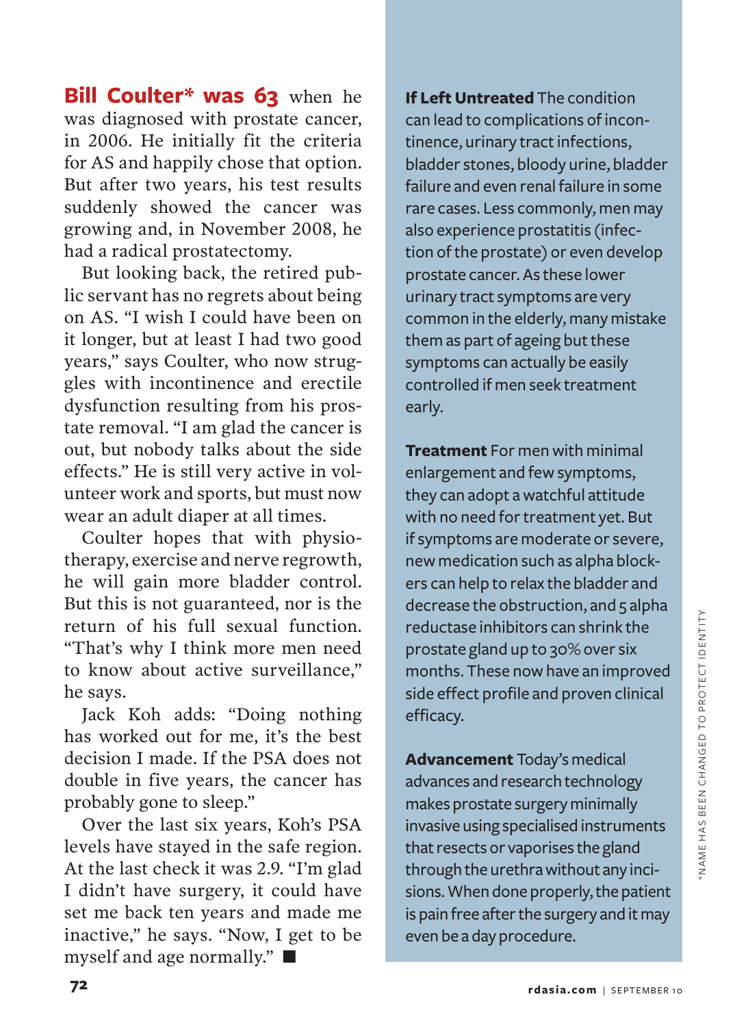**Bill Coulter* was 63** when he was diagnosed with prostate cancer, in 2006. He initially fit the criteria for AS and happily chose that option. But after two years, his test results suddenly showed the cancer was growing and, in November 2008, he had a radical prostatectomy.

But looking back, the retired public servant has no regrets about being on AS. "I wish I could have been on it longer, but at least I had two good years," says Coulter, who now struggles with incontinence and erectile dysfunction resulting from his prostate removal. "I am glad the cancer is out, but nobody talks about the side effects." He is still very active in volunteer work and sports, but must now wear an adult diaper at all times.

Coulter hopes that with physiotherapy, exercise and nerve regrowth, he will gain more bladder control. But this is not guaranteed, nor is the return of his full sexual function. "That's why I think more men need to know about active surveillance," he says.

Jack Koh adds: "Doing nothing has worked out for me, it's the best decision I made. If the PSA does not double in five years, the cancer has probably gone to sleep."

Over the last six years, Koh's PSA levels have stayed in the safe region. At the last check it was 2.9. "I'm glad I didn't have surgery, it could have set me back ten years and made me inactive," he says. "Now, I get to be myself and age normally." ■

**If Left Untreated** The condition can lead to complications of incontinence, urinary tract infections, bladder stones, bloody urine, bladder failure and even renal failure in some rare cases. Less commonly, men may also experience prostatitis (infection of the prostate) or even develop prostate cancer. As these lower urinary tract symptoms are very common in the elderly, many mistake them as part of ageing but these symptoms can actually be easily controlled if men seek treatment early.

**Treatment** For men with minimal enlargement and few symptoms, they can adopt a watchful attitude with no need for treatment yet. But if symptoms are moderate or severe, new medication such as alpha blockers can help to relax the bladder and decrease the obstruction, and 5 alpha reductase inhibitors can shrink the prostate gland up to 30% over six months. These now have an improved side effect profile and proven clinical efficacy.

**Advancement** Today's medical advances and research technology makes prostate surgery minimally invasive using specialised instruments that resects or vaporises the gland through the urethra without any incisions. When done properly, the patient is pain free after the surgery and it may even be a day procedure.

*NAME HAS BEEN CHANGED TO PROTECT IDENTITY